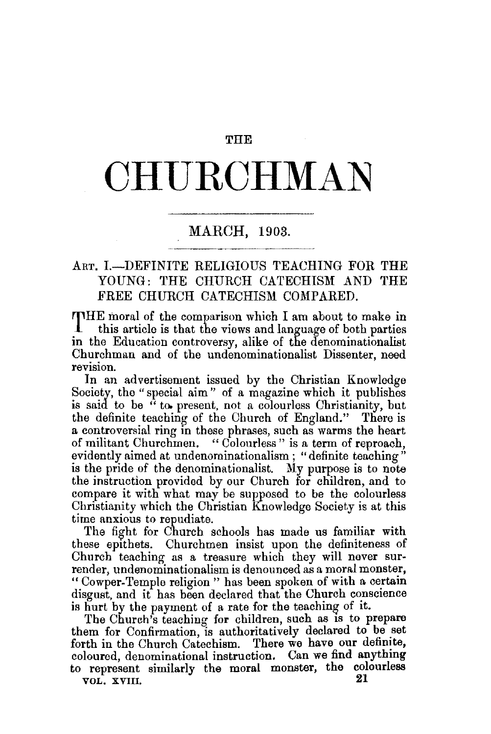# THE CHURCHMAN

## MARCH, 1903.

### ART. I.—DEFINITE RELIGIOUS TEACHING FOR THE YOUNG: THE CHURCH CATECHISM AND THE FREE CHURCH CATECHISM COMPARED.

THE moral of the comparison which I am about to make in this article is that the views and language of both parties in the Education controversy, alike of the denominationalist Churchman and of the undenominationalist Dissenter, need revision.

In an advertisement issued by the Christian Knowledge Society, the "special aim" of a magazine which it publishes is said to be "to present, not a colourless Christianity, but the definite teaching of the Church of England." There is a controversial ring in these phrases, such as warms the heart of militant Churchmen. "Colourless" is a term of reproach, evidently aimed at undenominationalism; "definite teaching" is the pride of the denominationalist. My purpose is to note the instruction provided by our Church for children, and to compare it with what may be supposed to be the colourless Christianity which the Christian Knowledge Society is at this time anxious to repudiate.

The fight for Church schools has made us familiar with these epithets. Churchmen insist upon the definiteness of Church teaching as a treasure which they will never surrender, undenominationalism is denounced as a moral monster, "Cowper-Temple religion" has been spoken of with a certain disgust, and it has been declared that the Church conscience is hurt by the payment of a rate for the teaching of it.

The Church's teaching for children, such as is to prepare them for Confirmation, is authoritatively declared to be set forth in the Church Catechism. There we have our definite, coloured, denominational instruction. Can we find anything to represent similarly the moral monster, the colourless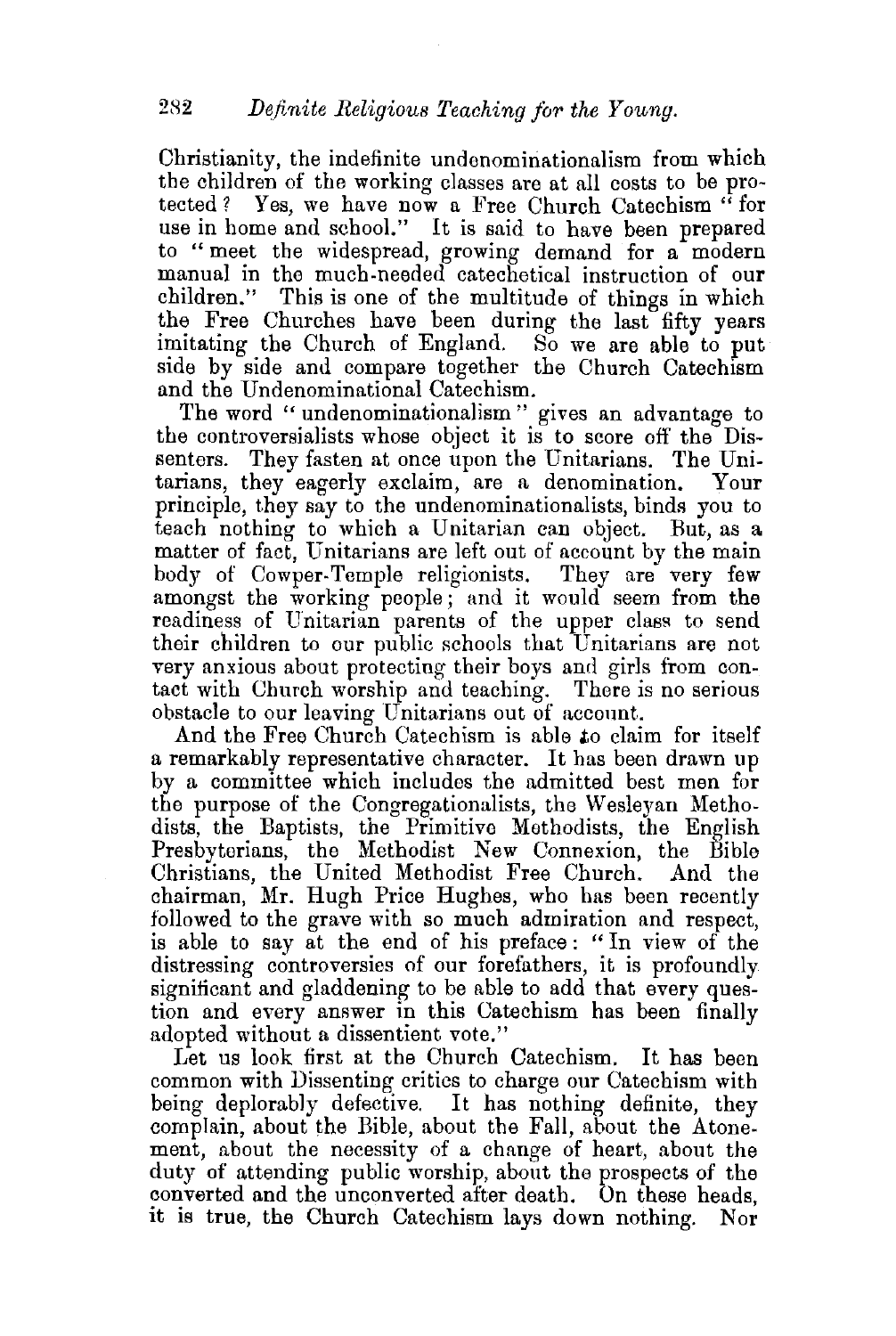Christianity, the indefinite undenominationalism from which the children of the working classes are at all costs to be protected? Yes, we have now a Free Church Catechism "for use in home and school." It is said to have been prepared to "meet the widespread, growing demand for a modern manual in the much-needed catechetical instruction of our children." This is one of the multitude of things in which the Free Churches have been during the last fifty years imitating the Church of England. So we are able to put side by side and compare together the Church Catechism and the Undenominational Catechism.

The word "undenominationalism" gives an advantage to the controversialists whose object it is to score off the Dissenters. They fasten at once upon the Unitarians. The Unitarians, they eagerly exclaim, are a denomination. Your principle, they say to the undenominationalists, binds you to teach nothing to which a Unitarian can object. But, as a matter of fact, Unitarians are left out of account by the main body of Cowper-Temple religionists. They are very few amongst the working people; and it would seem from the readiness of Unitarian parents of the upper class to send their children to our public schools that Unitarians are not very anxious about protecting their boys and girls from contact with Church worship and teaching. There is no serious obstacle to our leaving Unitarians out of account.

And the Free Church Catechism is able to claim for itself a remarkably representative character. It has been drawn up by a committee which includes the admitted best men for the purpose of the Congregationalists, the Wesleyan Methodists, the Baptists, the Primitive Methodists, the English Presbyterians, the Methodist New Connexion, the Bible Christians, the United Methodist Free Church. And the chairman, Mr. Hugh Price Hughes, who has been recently followed to the grave with so much admiration and respect, is able to say at the end of his preface: "In view of the distressing controversies of our forefathers, it is profoundly significant and gladdening to be able to add that every question and every answer in this Catechism has been finally adopted without a dissentient vote."

Let us look first at the Church Catechism. It has been common with Dissenting critics to charge our Catechism with being deplorably defective. It has nothing definite, they complain, about the Bible, about the Fall, about the Atonement, about the necessity of a change of heart, about the duty of attending public worship, about the prospects of the converted and the unconverted after death. On these heads, it is true, the Church Catechism lays down nothing. Nor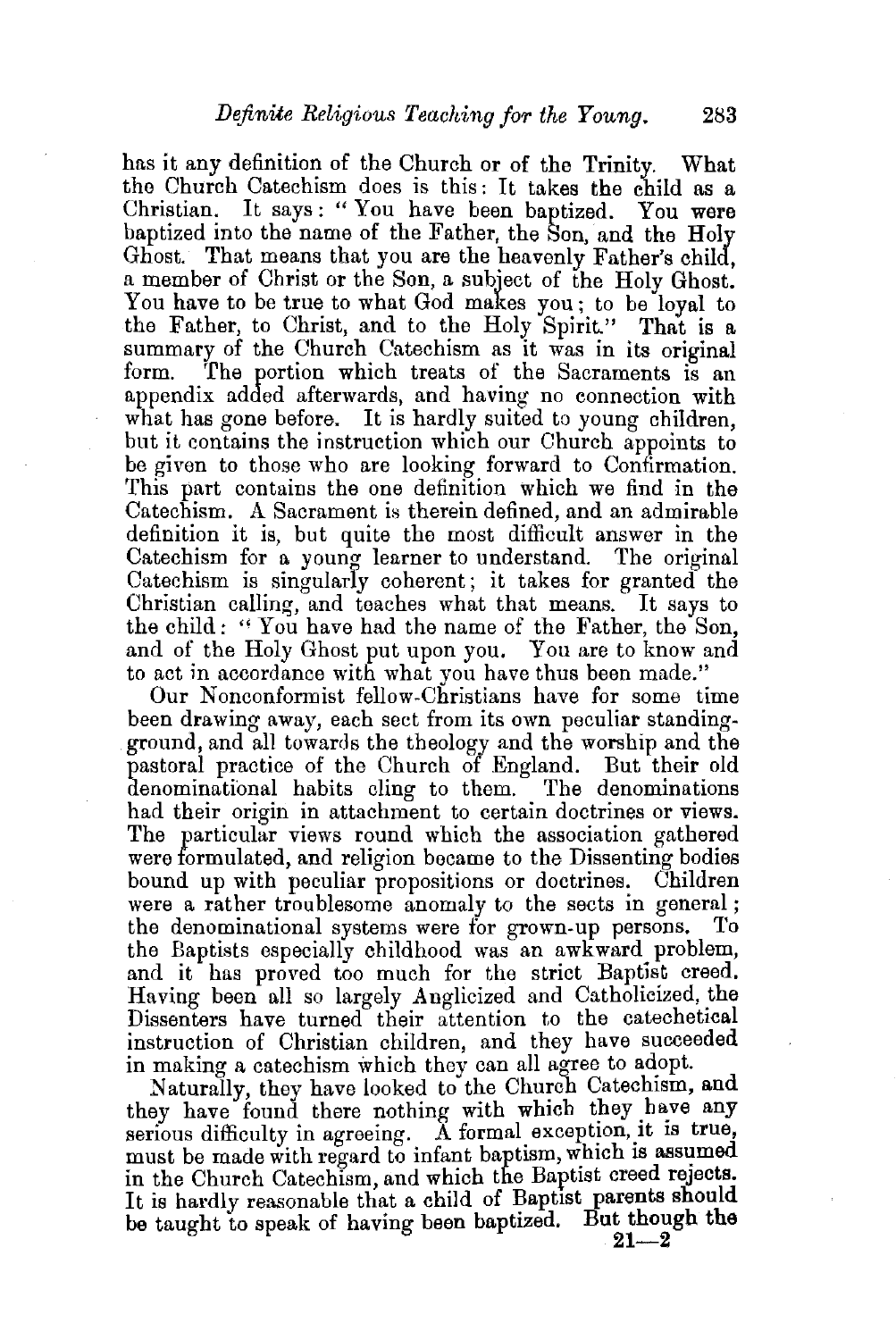has it any definition of the Church or of the Trinity. What the Church Catechism does is this: It takes the child as a Christian. It says: "You have been baptized. You were baptized into the name of the Father, the Son, and the Holy Ghost. That means that you are the heavenly Father's child, a member of Christ or the Son, a subject of the Holy Ghost. You have to be true to what God makes you; to be loyal to the Father, to Christ, and to the Holy Spirit." That is a summary of the Church Catechism as it was in its original form. The portion which treats of the Sacraments is an appendix added afterwards, and having no connection with what has gone before. It is hardly suited to young children, but it contains the instruction which our Church appoints to be given to those who are looking forward to Confirmation. This part contains the one definition which we find in the Catechism. A Sacrament is therein defined, and an admirable definition it is, but quite the most difficult answer in the Catechism for a young learner to understand. The original Catechism is singularly coherent; it takes for granted the Christian calling, and teaches what that means. It says to the child: "You have had the name of the Father, the Son, and of the Holy Ghost put upon you. You are to know and to act in accordance with what you have thus been made."

Our Nonconformist fellow-Christians have for some time been drawing away, each sect from its own peculiar standing-ground, and all towards the theology and the worship and the pastoral practice of the Church of England. But their old denominational habits cling to them. The denominations had their origin in attachment to certain doctrines or views. The particular views round which the association gathered were formulated, and religion became to the Dissenting bodies bound up with peculiar propositions or doctrines. Children were a rather troublesome anomaly to the sects in general; the denominational systems were for grown-up persons. To the Baptists especially childhood was an awkward problem, and it has proved too much for the strict Baptist creed. Having been all so largely Anglicized and Catholicized, the Dissenters have turned their attention to the catechetical instruction of Christian children, and they have succeeded in making a catechism which they can all agree to adopt.

Naturally, they have looked to the Church Catechism, and they have found there nothing with which they have any serious difficulty in agreeing. A formal exception, it is true, must be made with regard to infant baptism, which is assumed in the Church Catechism, and which the Baptist creed rejects. It is hardly reasonable that a child of Baptist parents should be taught to speak of having been baptized. But though the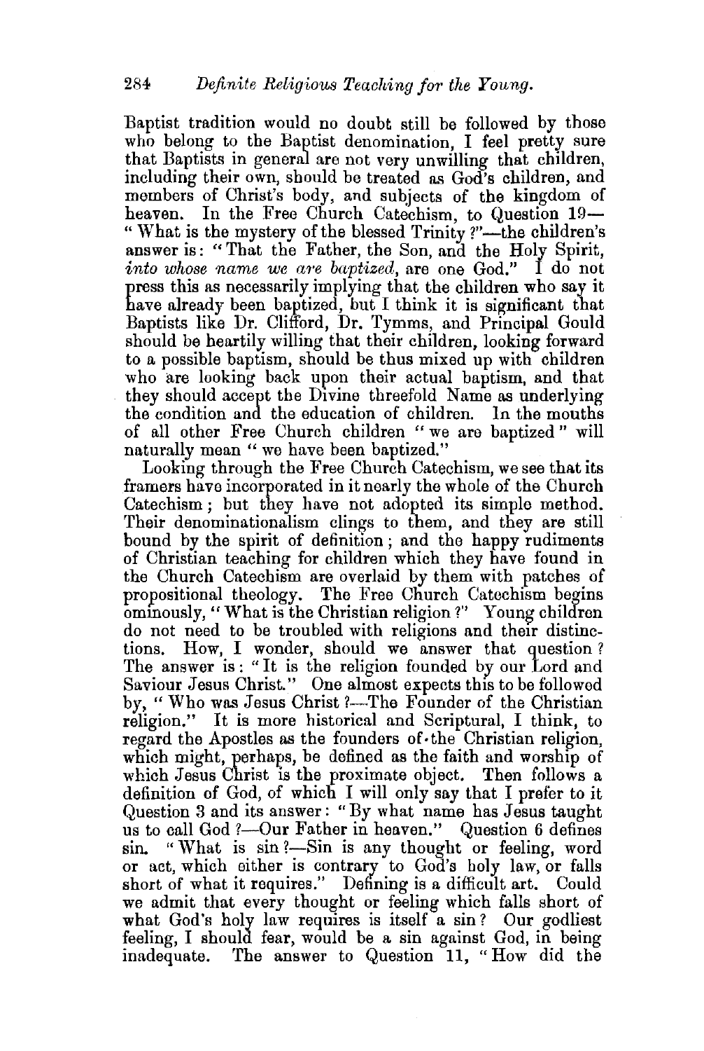Baptist tradition would no doubt still be followed by those who belong to the Baptist denomination, I feel pretty sure that Baptists in general are not very unwilling that children, including their own, should be treated as God's children, and members of Christ's body, and subjects of the kingdom of heaven. In the Free Church Catechism, to Question 19—"What is the mystery of the blessed Trinity?"—the children's answer is: "That the Father, the Son, and the Holy Spirit, *into whose name we are baptized*, are one God." I do not press this as necessarily implying that the children who say it have already been baptized, but I think it is significant that Baptists like Dr. Clifford, Dr. Tymms, and Principal Gould should be heartily willing that their children, looking forward to a possible baptism, should be thus mixed up with children who are looking back upon their actual baptism, and that they should accept the Divine threefold Name as underlying the condition and the education of children. In the mouths of all other Free Church children "we are baptized" will naturally mean "we have been baptized."

Looking through the Free Church Catechism, we see that its framers have incorporated in it nearly the whole of the Church Catechism; but they have not adopted its simple method. Their denominationalism clings to them, and they are still bound by the spirit of definition; and the happy rudiments of Christian teaching for children which they have found in the Church Catechism are overlaid by them with patches of propositional theology. The Free Church Catechism begins ominously, "What is the Christian religion?" Young children do not need to be troubled with religions and their distinctions. How, I wonder, should we answer that question? The answer is: "It is the religion founded by our Lord and Saviour Jesus Christ." One almost expects this to be followed by, "Who was Jesus Christ?—The Founder of the Christian religion." It is more historical and Scriptural, I think, to regard the Apostles as the founders of the Christian religion, which might, perhaps, be defined as the faith and worship of which Jesus Christ is the proximate object. Then follows a definition of God, of which I will only say that I prefer to it Question 3 and its answer: "By what name has Jesus taught us to call God?—Our Father in heaven." Question 6 defines sin. "What is sin?—Sin is any thought or feeling, word or act, which either is contrary to God's holy law, or falls short of what it requires." Defining is a difficult art. Could we admit that every thought or feeling which falls short of what God's holy law requires is itself a sin? Our godliest feeling, I should fear, would be a sin against God, in being inadequate. The answer to Question 11, "How did the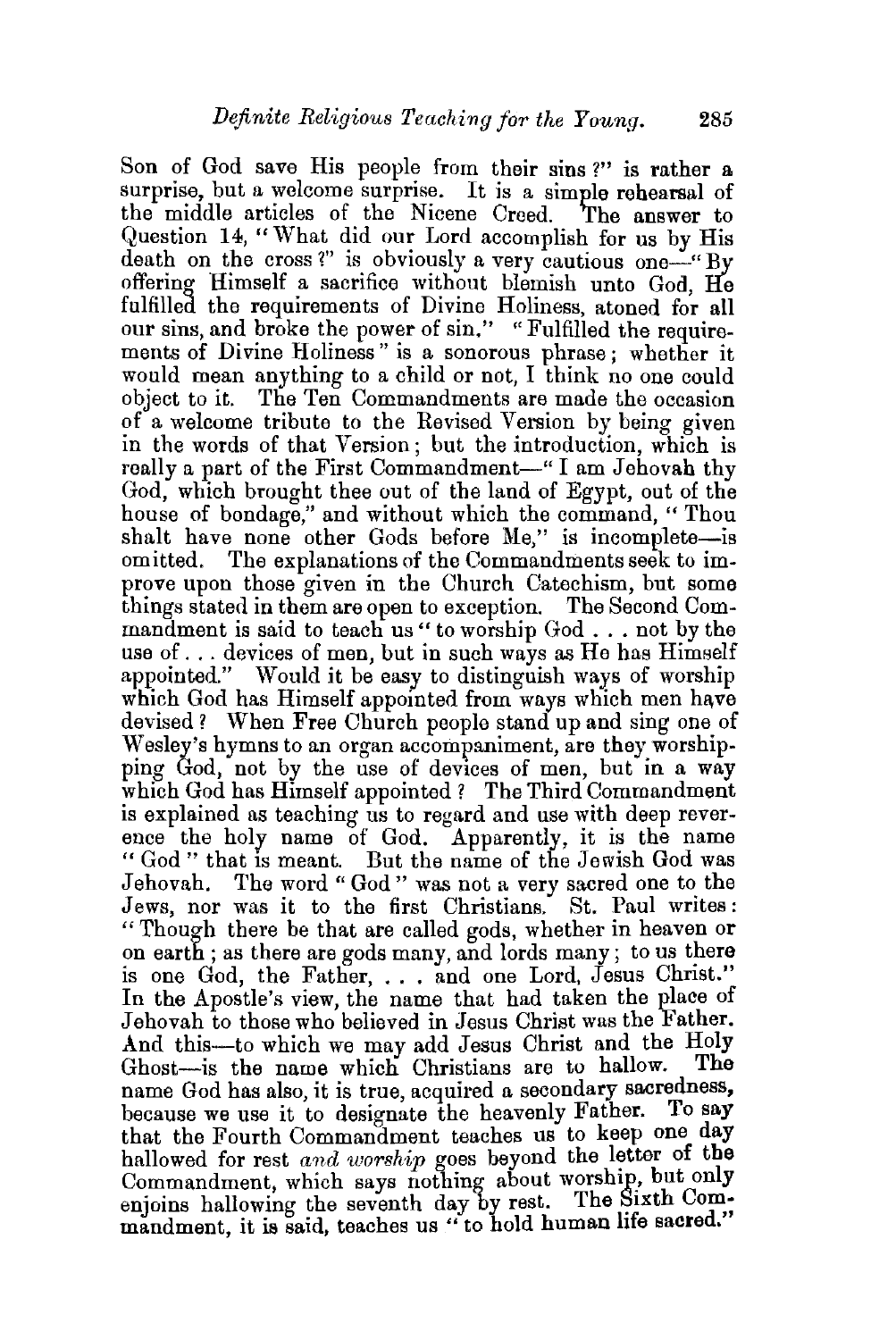Son of God save His people from their sins?" is rather a surprise, but a welcome surprise. It is a simple rehearsal of the middle articles of the Nicene Creed. The answer to Question 14, "What did our Lord accomplish for us by His death on the cross?" is obviously a very cautious one—"By offering Himself a sacrifice without blemish unto God, He fulfilled the requirements of Divine Holiness, atoned for all our sins, and broke the power of sin." "Fulfilled the requirements of Divine Holiness" is a sonorous phrase; whether it would mean anything to a child or not, I think no one could object to it. The Ten Commandments are made the occasion of a welcome tribute to the Revised Version by being given in the words of that Version; but the introduction, which is really a part of the First Commandment—"I am Jehovah thy God, which brought thee out of the land of Egypt, out of the house of bondage," and without which the command, "Thou shalt have none other Gods before Me," is incomplete—is omitted. The explanations of the Commandments seek to improve upon those given in the Church Catechism, but some things stated in them are open to exception. The Second Commandment is said to teach us "to worship God . . . not by the use of . . . devices of men, but in such ways as He has Himself appointed." Would it be easy to distinguish ways of worship which God has Himself appointed from ways which men have devised? When Free Church people stand up and sing one of Wesley's hymns to an organ accompaniment, are they worshipping God, not by the use of devices of men, but in a way which God has Himself appointed? The Third Commandment is explained as teaching us to regard and use with deep reverence the holy name of God. Apparently, it is the name "God" that is meant. But the name of the Jewish God was Jehovah. The word "God" was not a very sacred one to the Jews, nor was it to the first Christians. St. Paul writes: "Though there be that are called gods, whether in heaven or on earth; as there are gods many, and lords many; to us there is one God, the Father, . . . and one Lord, Jesus Christ." In the Apostle's view, the name that had taken the place of Jehovah to those who believed in Jesus Christ was the Father. And this—to which we may add Jesus Christ and the Holy Ghost—is the name which Christians are to hallow. The name God has also, it is true, acquired a secondary sacredness, because we use it to designate the heavenly Father. To say that the Fourth Commandment teaches us to keep one day hallowed for rest *and worship* goes beyond the letter of the Commandment, which says nothing about worship, but only enjoins hallowing the seventh day by rest. The Sixth Commandment, it is said, teaches us "to hold human life sacred."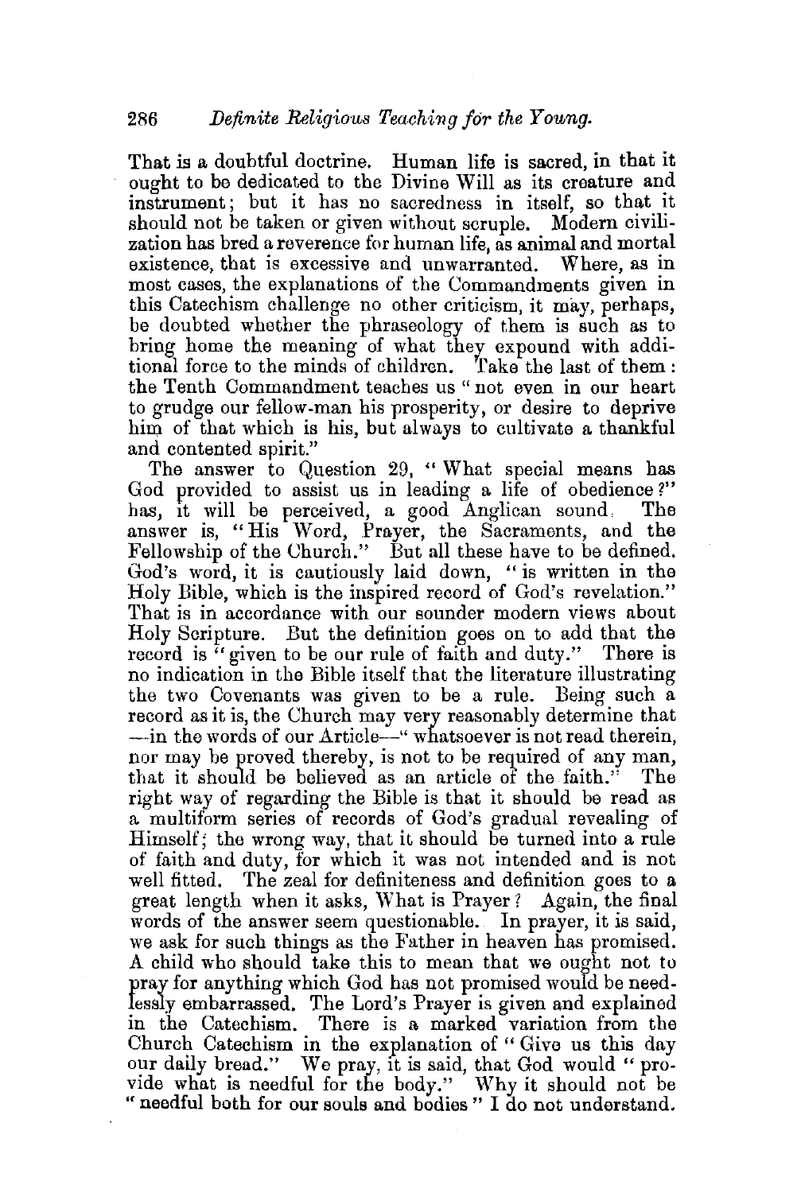That is a doubtful doctrine. Human life is sacred, in that it ought to be dedicated to the Divine Will as its creature and instrument; but it has no sacredness in itself, so that it should not be taken or given without scruple. Modern civilization has bred a reverence for human life, as animal and mortal existence, that is excessive and unwarranted. Where, as in most cases, the explanations of the Commandments given in this Catechism challenge no other criticism, it may, perhaps, be doubted whether the phraseology of them is such as to bring home the meaning of what they expound with additional force to the minds of children. Take the last of them: the Tenth Commandment teaches us "not even in our heart to grudge our fellow-man his prosperity, or desire to deprive him of that which is his, but always to cultivate a thankful and contented spirit."

The answer to Question 29, "What special means has God provided to assist us in leading a life of obedience?" has, it will be perceived, a good Anglican sound. The answer is, "His Word, Prayer, the Sacraments, and the Fellowship of the Church." But all these have to be defined. God's word, it is cautiously laid down, "is written in the Holy Bible, which is the inspired record of God's revelation." That is in accordance with our sounder modern views about Holy Scripture. But the definition goes on to add that the record is "given to be our rule of faith and duty." There is no indication in the Bible itself that the literature illustrating the two Covenants was given to be a rule. Being such a record as it is, the Church may very reasonably determine that —in the words of our Article—"whatsoever is not read therein, nor may be proved thereby, is not to be required of any man, that it should be believed as an article of the faith." The right way of regarding the Bible is that it should be read as a multiform series of records of God's gradual revealing of Himself; the wrong way, that it should be turned into a rule of faith and duty, for which it was not intended and is not well fitted. The zeal for definiteness and definition goes to a great length when it asks, What is Prayer? Again, the final words of the answer seem questionable. In prayer, it is said, we ask for such things as the Father in heaven has promised. A child who should take this to mean that we ought not to pray for anything which God has not promised would be needlessly embarrassed. The Lord's Prayer is given and explained in the Catechism. There is a marked variation from the Church Catechism in the explanation of "Give us this day our daily bread." We pray, it is said, that God would "provide what is needful for the body." Why it should not be "needful both for our souls and bodies" I do not understand.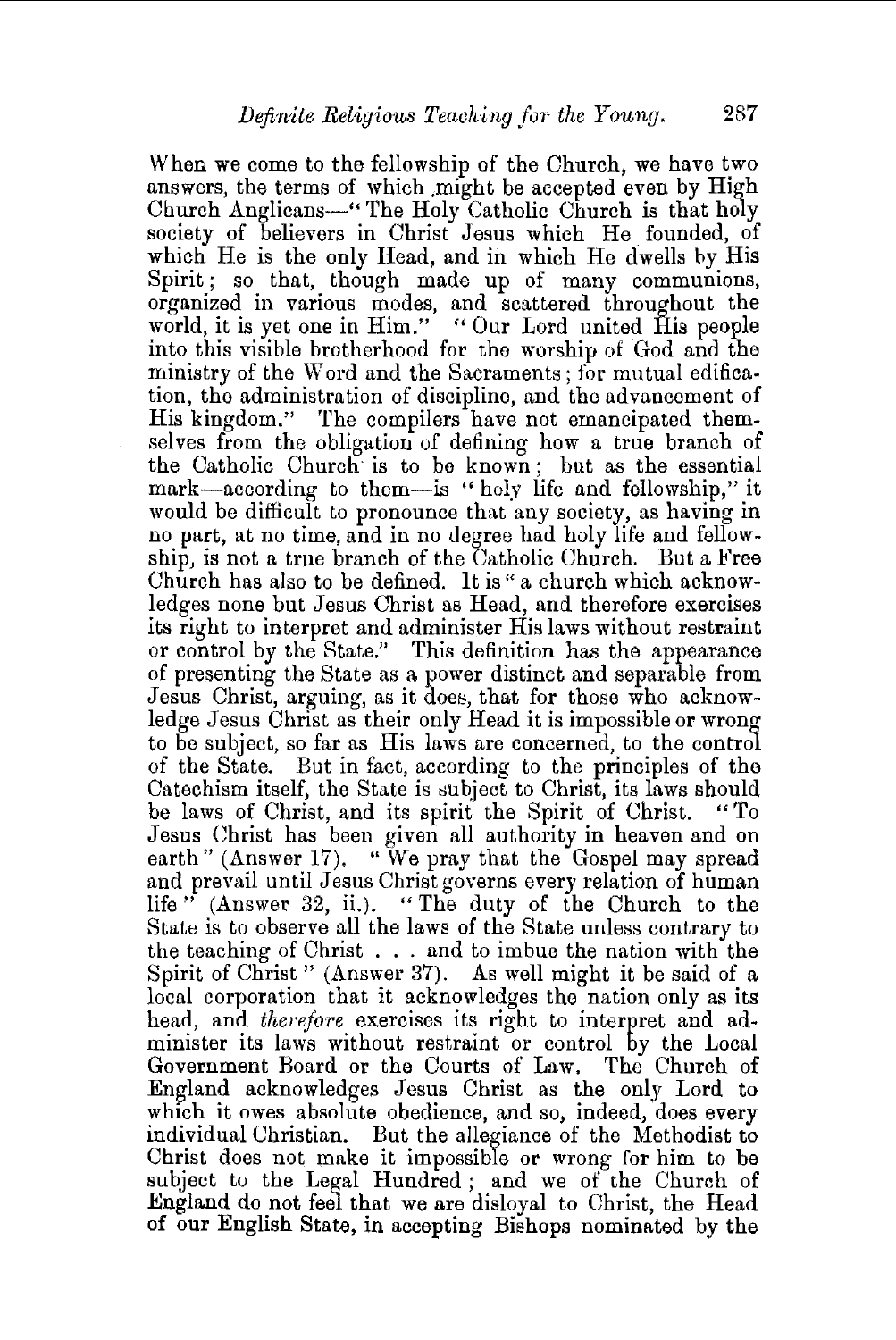When we come to the fellowship of the Church, we have two answers, the terms of which might be accepted even by High Church Anglicans—"The Holy Catholic Church is that holy society of believers in Christ Jesus which He founded, of which He is the only Head, and in which He dwells by His Spirit; so that, though made up of many communions, organized in various modes, and scattered throughout the world, it is yet one in Him." "Our Lord united His people into this visible brotherhood for the worship of God and the ministry of the Word and the Sacraments; for mutual edification, the administration of discipline, and the advancement of His kingdom." The compilers have not emancipated themselves from the obligation of defining how a true branch of the Catholic Church is to be known; but as the essential mark—according to them—is "holy life and fellowship," it would be difficult to pronounce that any society, as having in no part, at no time, and in no degree had holy life and fellowship, is not a true branch of the Catholic Church. But a Free Church has also to be defined. It is "a church which acknowledges none but Jesus Christ as Head, and therefore exercises its right to interpret and administer His laws without restraint or control by the State." This definition has the appearance of presenting the State as a power distinct and separable from Jesus Christ, arguing, as it does, that for those who acknowledge Jesus Christ as their only Head it is impossible or wrong to be subject, so far as His laws are concerned, to the control of the State. But in fact, according to the principles of the Catechism itself, the State is subject to Christ, its laws should be laws of Christ, and its spirit the Spirit of Christ. "To Jesus Christ has been given all authority in heaven and on earth" (Answer 17). "We pray that the Gospel may spread and prevail until Jesus Christ governs every relation of human life" (Answer 32, ii.). "The duty of the Church to the State is to observe all the laws of the State unless contrary to the teaching of Christ . . . and to imbue the nation with the Spirit of Christ" (Answer 37). As well might it be said of a local corporation that it acknowledges the nation only as its head, and *therefore* exercises its right to interpret and administer its laws without restraint or control by the Local Government Board or the Courts of Law. The Church of England acknowledges Jesus Christ as the only Lord to which it owes absolute obedience, and so, indeed, does every individual Christian. But the allegiance of the Methodist to Christ does not make it impossible or wrong for him to be subject to the Legal Hundred; and we of the Church of England do not feel that we are disloyal to Christ, the Head of our English State, in accepting Bishops nominated by the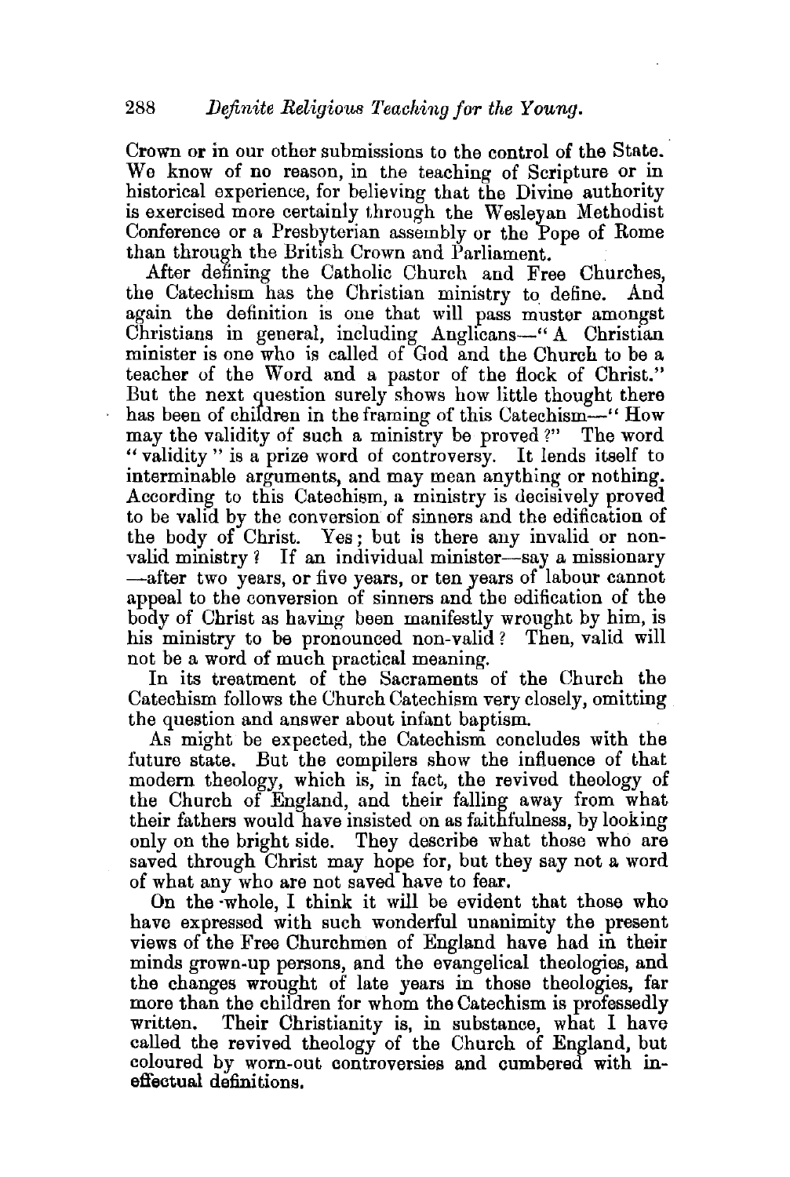Crown or in our other submissions to the control of the State. We know of no reason, in the teaching of Scripture or in historical experience, for believing that the Divine authority is exercised more certainly through the Wesleyan Methodist Conference or a Presbyterian assembly or the Pope of Rome than through the British Crown and Parliament.

After defining the Catholic Church and Free Churches, the Catechism has the Christian ministry to define. And again the definition is one that will pass muster amongst Christians in general, including Anglicans—"A Christian minister is one who is called of God and the Church to be a teacher of the Word and a pastor of the flock of Christ." But the next question surely shows how little thought there has been of children in the framing of this Catechism—"How may the validity of such a ministry be proved?" The word "validity" is a prize word of controversy. It lends itself to interminable arguments, and may mean anything or nothing. According to this Catechism, a ministry is decisively proved to be valid by the conversion of sinners and the edification of the body of Christ. Yes; but is there any invalid or non-valid ministry? If an individual minister—say a missionary—after two years, or five years, or ten years of labour cannot appeal to the conversion of sinners and the edification of the body of Christ as having been manifestly wrought by him, is his ministry to be pronounced non-valid? Then, valid will not be a word of much practical meaning.

In its treatment of the Sacraments of the Church the Catechism follows the Church Catechism very closely, omitting the question and answer about infant baptism.

As might be expected, the Catechism concludes with the future state. But the compilers show the influence of that modern theology, which is, in fact, the revived theology of the Church of England, and their falling away from what their fathers would have insisted on as faithfulness, by looking only on the bright side. They describe what those who are saved through Christ may hope for, but they say not a word of what any who are not saved have to fear.

On the whole, I think it will be evident that those who have expressed with such wonderful unanimity the present views of the Free Churchmen of England have had in their minds grown-up persons, and the evangelical theologies, and the changes wrought of late years in those theologies, far more than the children for whom the Catechism is professedly written. Their Christianity is, in substance, what I have called the revived theology of the Church of England, but coloured by worn-out controversies and cumbered with ineffectual definitions.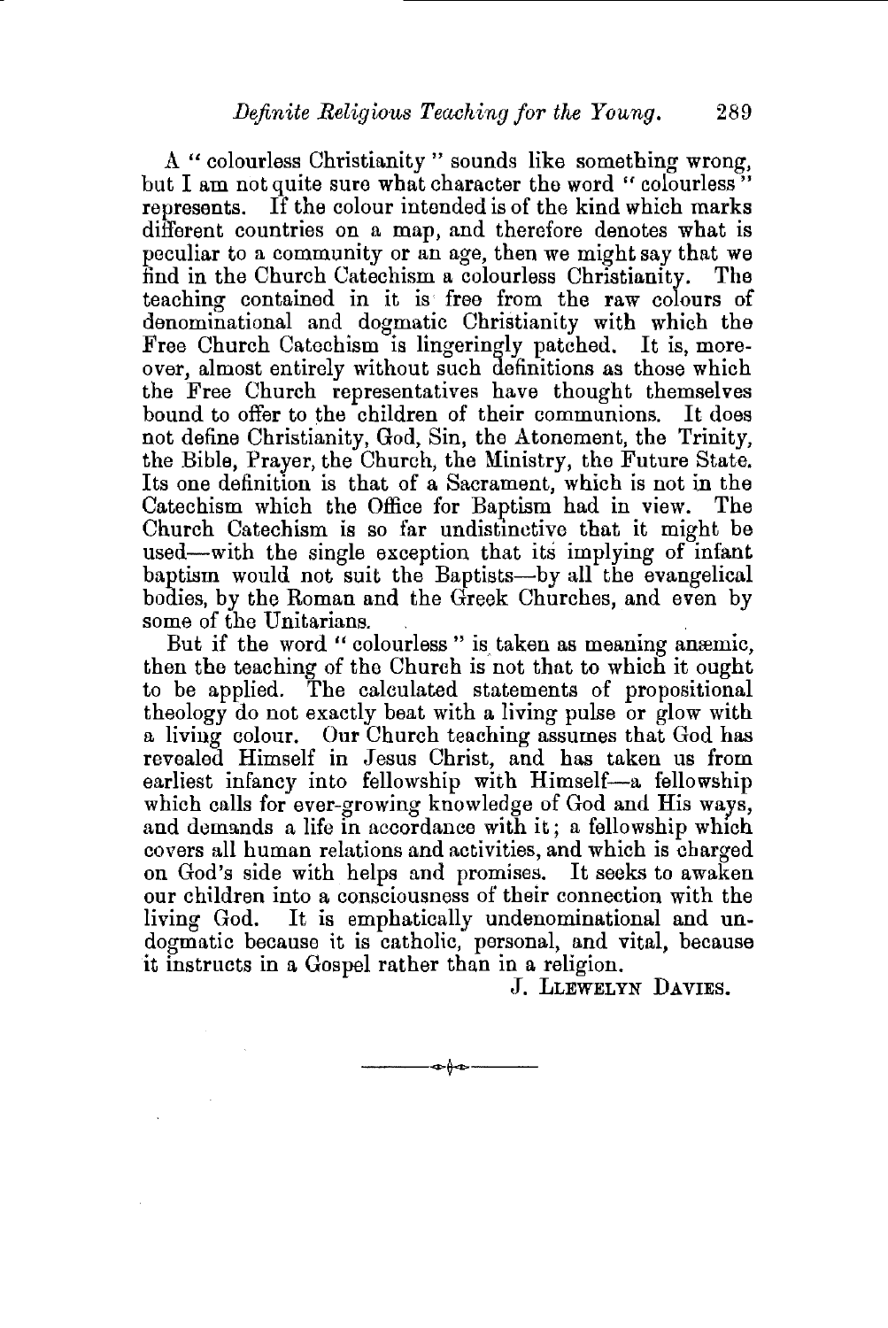A "colourless Christianity" sounds like something wrong, but I am not quite sure what character the word "colourless" represents. If the colour intended is of the kind which marks different countries on a map, and therefore denotes what is peculiar to a community or an age, then we might say that we find in the Church Catechism a colourless Christianity. The teaching contained in it is free from the raw colours of denominational and dogmatic Christianity with which the Free Church Catechism is lingeringly patched. It is, moreover, almost entirely without such definitions as those which the Free Church representatives have thought themselves bound to offer to the children of their communions. It does not define Christianity, God, Sin, the Atonement, the Trinity, the Bible, Prayer, the Church, the Ministry, the Future State. Its one definition is that of a Sacrament, which is not in the Catechism which the Office for Baptism had in view. The Church Catechism is so far undistinctive that it might be used—with the single exception that its implying of infant baptism would not suit the Baptists—by all the evangelical bodies, by the Roman and the Greek Churches, and even by some of the Unitarians.

But if the word "colourless" is taken as meaning anæmic, then the teaching of the Church is not that to which it ought to be applied. The calculated statements of propositional theology do not exactly beat with a living pulse or glow with a living colour. Our Church teaching assumes that God has revealed Himself in Jesus Christ, and has taken us from earliest infancy into fellowship with Himself—a fellowship which calls for ever-growing knowledge of God and His ways, and demands a life in accordance with it; a fellowship which covers all human relations and activities, and which is charged on God's side with helps and promises. It seeks to awaken our children into a consciousness of their connection with the living God. It is emphatically undenominational and undogmatic because it is catholic, personal, and vital, because it instructs in a Gospel rather than in a religion.

J. LLEWELYN DAVIES.